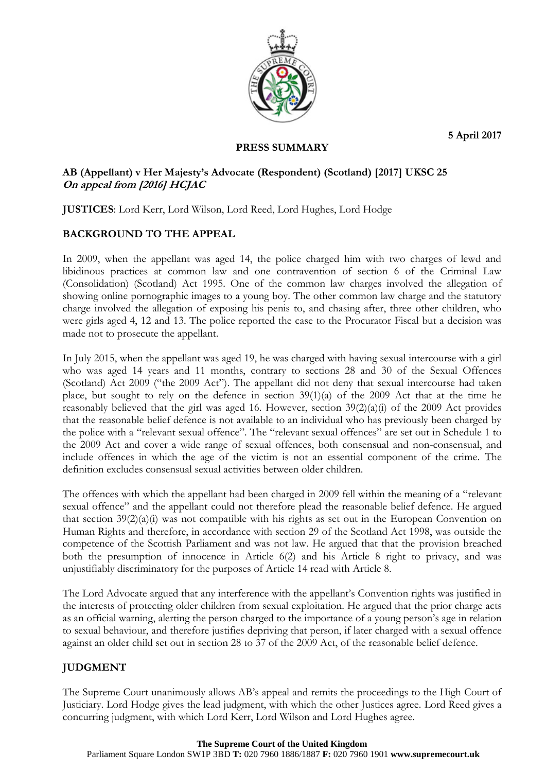5 April 2017

**PRESS SUMMARY**

**AB (Appellant) v Her Majesty's Advocate (Respondent) (Scotland) [2017] UKSC 25**
***On appeal from [2016] HCJAC***

**JUSTICES**: Lord Kerr, Lord Wilson, Lord Reed, Lord Hughes, Lord Hodge

## BACKGROUND TO THE APPEAL

In 2009, when the appellant was aged 14, the police charged him with two charges of lewd and libidinous practices at common law and one contravention of section 6 of the Criminal Law (Consolidation) (Scotland) Act 1995. One of the common law charges involved the allegation of showing online pornographic images to a young boy. The other common law charge and the statutory charge involved the allegation of exposing his penis to, and chasing after, three other children, who were girls aged 4, 12 and 13. The police reported the case to the Procurator Fiscal but a decision was made not to prosecute the appellant.

In July 2015, when the appellant was aged 19, he was charged with having sexual intercourse with a girl who was aged 14 years and 11 months, contrary to sections 28 and 30 of the Sexual Offences (Scotland) Act 2009 ("the 2009 Act"). The appellant did not deny that sexual intercourse had taken place, but sought to rely on the defence in section 39(1)(a) of the 2009 Act that at the time he reasonably believed that the girl was aged 16. However, section 39(2)(a)(i) of the 2009 Act provides that the reasonable belief defence is not available to an individual who has previously been charged by the police with a "relevant sexual offence". The "relevant sexual offences" are set out in Schedule 1 to the 2009 Act and cover a wide range of sexual offences, both consensual and non-consensual, and include offences in which the age of the victim is not an essential component of the crime. The definition excludes consensual sexual activities between older children.

The offences with which the appellant had been charged in 2009 fell within the meaning of a "relevant sexual offence" and the appellant could not therefore plead the reasonable belief defence. He argued that section 39(2)(a)(i) was not compatible with his rights as set out in the European Convention on Human Rights and therefore, in accordance with section 29 of the Scotland Act 1998, was outside the competence of the Scottish Parliament and was not law. He argued that that the provision breached both the presumption of innocence in Article 6(2) and his Article 8 right to privacy, and was unjustifiably discriminatory for the purposes of Article 14 read with Article 8.

The Lord Advocate argued that any interference with the appellant's Convention rights was justified in the interests of protecting older children from sexual exploitation. He argued that the prior charge acts as an official warning, alerting the person charged to the importance of a young person's age in relation to sexual behaviour, and therefore justifies depriving that person, if later charged with a sexual offence against an older child set out in section 28 to 37 of the 2009 Act, of the reasonable belief defence.

## JUDGMENT

The Supreme Court unanimously allows AB's appeal and remits the proceedings to the High Court of Justiciary. Lord Hodge gives the lead judgment, with which the other Justices agree. Lord Reed gives a concurring judgment, with which Lord Kerr, Lord Wilson and Lord Hughes agree.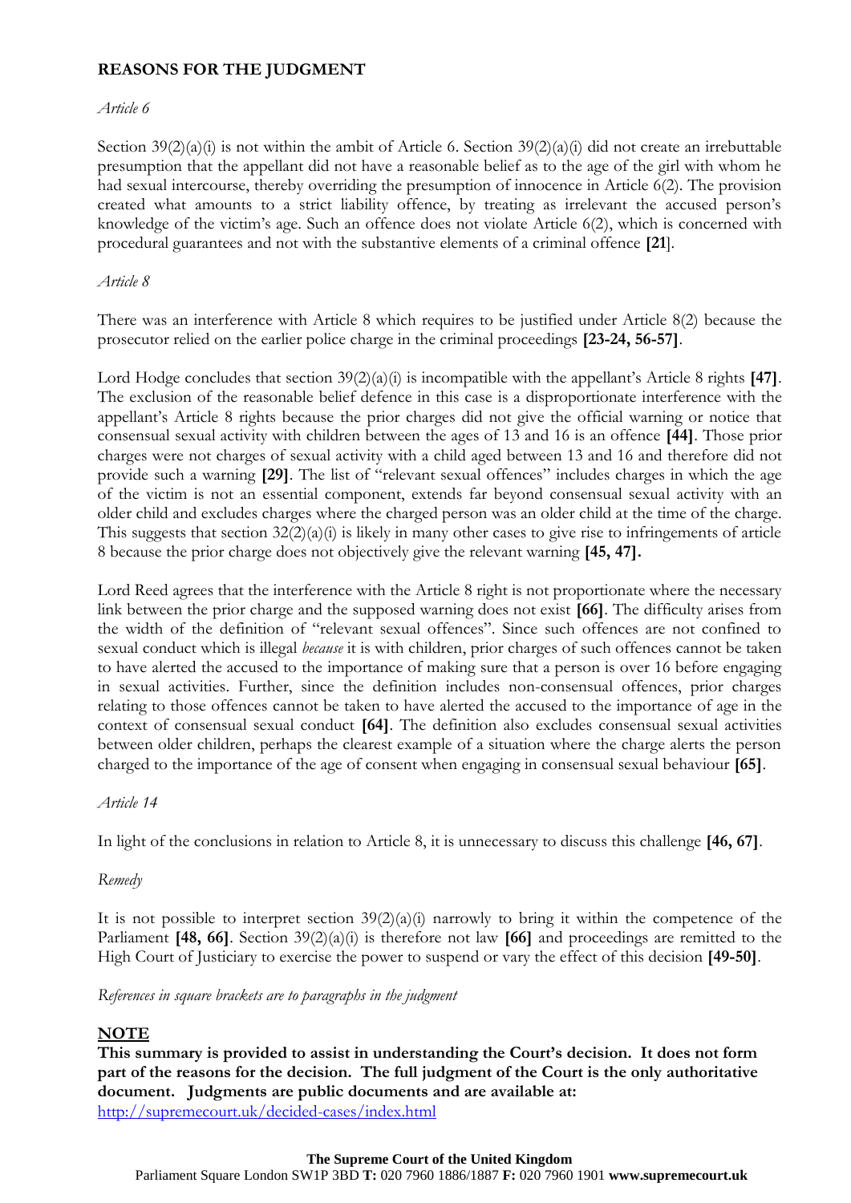**REASONS FOR THE JUDGMENT**

*Article 6*

Section 39(2)(a)(i) is not within the ambit of Article 6. Section 39(2)(a)(i) did not create an irrebuttable presumption that the appellant did not have a reasonable belief as to the age of the girl with whom he had sexual intercourse, thereby overriding the presumption of innocence in Article 6(2). The provision created what amounts to a strict liability offence, by treating as irrelevant the accused person's knowledge of the victim's age. Such an offence does not violate Article 6(2), which is concerned with procedural guarantees and not with the substantive elements of a criminal offence **[21**].

*Article 8*

There was an interference with Article 8 which requires to be justified under Article 8(2) because the prosecutor relied on the earlier police charge in the criminal proceedings **[23-24, 56-57]**.

Lord Hodge concludes that section 39(2)(a)(i) is incompatible with the appellant's Article 8 rights **[47]**. The exclusion of the reasonable belief defence in this case is a disproportionate interference with the appellant's Article 8 rights because the prior charges did not give the official warning or notice that consensual sexual activity with children between the ages of 13 and 16 is an offence **[44]**. Those prior charges were not charges of sexual activity with a child aged between 13 and 16 and therefore did not provide such a warning **[29]**. The list of "relevant sexual offences" includes charges in which the age of the victim is not an essential component, extends far beyond consensual sexual activity with an older child and excludes charges where the charged person was an older child at the time of the charge. This suggests that section 32(2)(a)(i) is likely in many other cases to give rise to infringements of article 8 because the prior charge does not objectively give the relevant warning **[45, 47].**

Lord Reed agrees that the interference with the Article 8 right is not proportionate where the necessary link between the prior charge and the supposed warning does not exist **[66]**. The difficulty arises from the width of the definition of "relevant sexual offences". Since such offences are not confined to sexual conduct which is illegal *because* it is with children, prior charges of such offences cannot be taken to have alerted the accused to the importance of making sure that a person is over 16 before engaging in sexual activities. Further, since the definition includes non-consensual offences, prior charges relating to those offences cannot be taken to have alerted the accused to the importance of age in the context of consensual sexual conduct **[64]**. The definition also excludes consensual sexual activities between older children, perhaps the clearest example of a situation where the charge alerts the person charged to the importance of the age of consent when engaging in consensual sexual behaviour **[65]**.

*Article 14*

In light of the conclusions in relation to Article 8, it is unnecessary to discuss this challenge **[46, 67]**.

*Remedy*

It is not possible to interpret section 39(2)(a)(i) narrowly to bring it within the competence of the Parliament **[48, 66]**. Section 39(2)(a)(i) is therefore not law **[66]** and proceedings are remitted to the High Court of Justiciary to exercise the power to suspend or vary the effect of this decision **[49-50]**.

*References in square brackets are to paragraphs in the judgment*

**NOTE**

**This summary is provided to assist in understanding the Court's decision. It does not form part of the reasons for the decision. The full judgment of the Court is the only authoritative document. Judgments are public documents and are available at:**
http://supremecourt.uk/decided-cases/index.html

**The Supreme Court of the United Kingdom**
Parliament Square London SW1P 3BD **T:** 020 7960 1886/1887 **F:** 020 7960 1901 **www.supremecourt.uk**